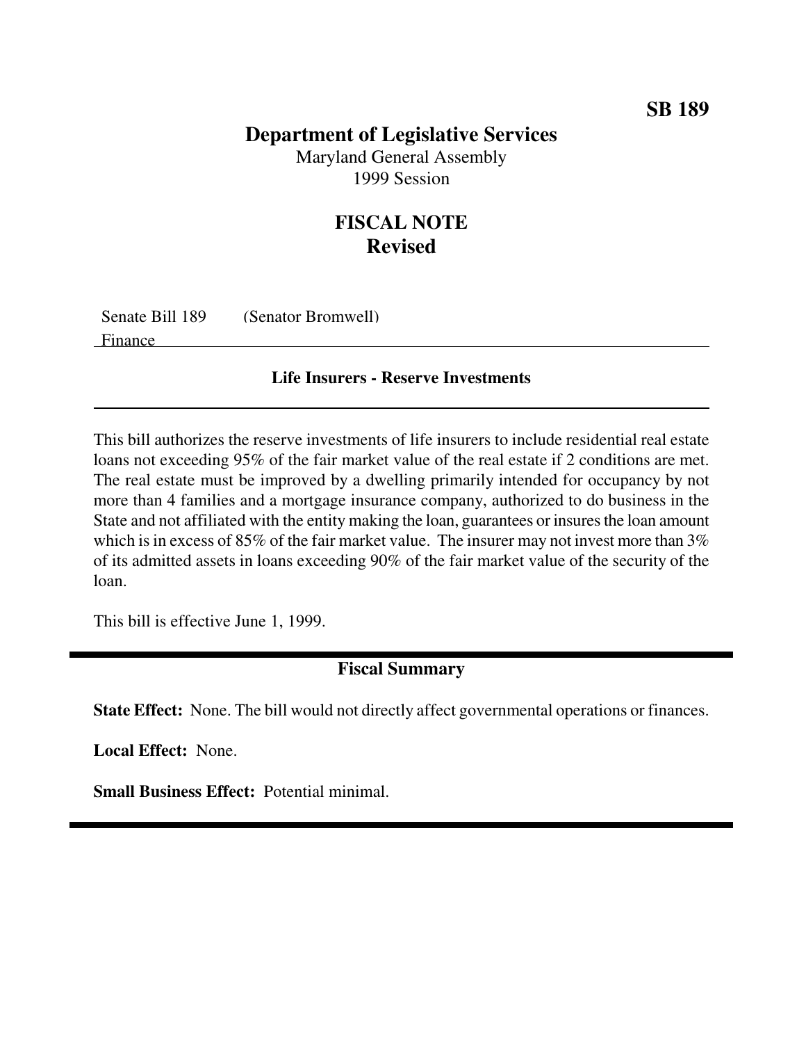**SB 189**

# Department of Legislative Services

Maryland General Assembly
1999 Session

## FISCAL NOTE
## Revised

Senate Bill 189 (Senator Bromwell)
Finance

### Life Insurers - Reserve Investments

This bill authorizes the reserve investments of life insurers to include residential real estate loans not exceeding 95% of the fair market value of the real estate if 2 conditions are met. The real estate must be improved by a dwelling primarily intended for occupancy by not more than 4 families and a mortgage insurance company, authorized to do business in the State and not affiliated with the entity making the loan, guarantees or insures the loan amount which is in excess of 85% of the fair market value. The insurer may not invest more than 3% of its admitted assets in loans exceeding 90% of the fair market value of the security of the loan.

This bill is effective June 1, 1999.

### Fiscal Summary

**State Effect:** None. The bill would not directly affect governmental operations or finances.

**Local Effect:** None.

**Small Business Effect:** Potential minimal.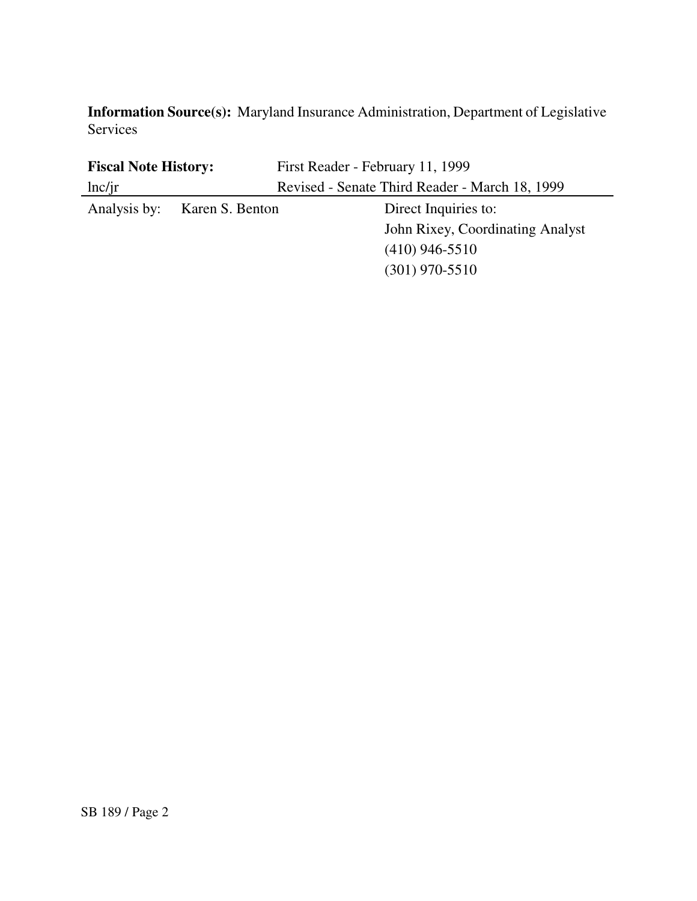**Information Source(s):** Maryland Insurance Administration, Department of Legislative Services

| | |
|---|---|
| **Fiscal Note History:** | First Reader - February 11, 1999 |
| lnc/jr | Revised - Senate Third Reader - March 18, 1999 |

Analysis by: Karen S. Benton

Direct Inquiries to:
John Rixey, Coordinating Analyst
(410) 946-5510
(301) 970-5510